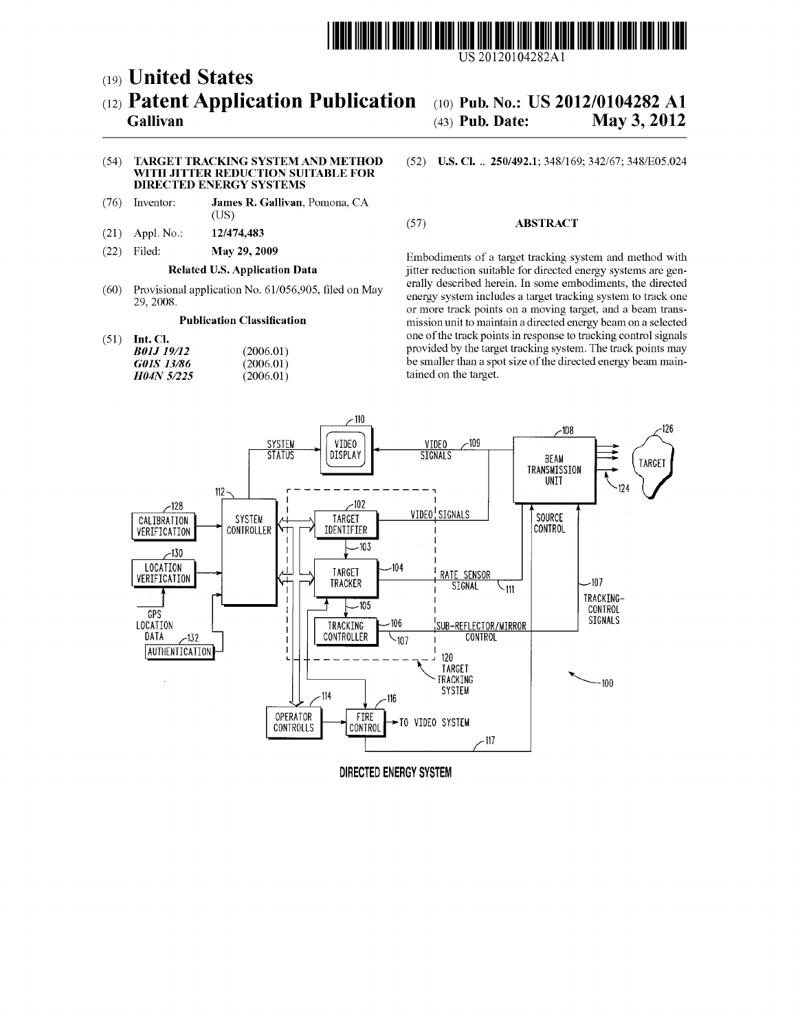US 20120104282A1

(19) **United States**

(12) **Patent Application Publication**

**Gallivan**

(10) **Pub. No.: US 2012/0104282 A1**

(43) **Pub. Date: May 3, 2012**

(54) **TARGET TRACKING SYSTEM AND METHOD WITH JITTER REDUCTION SUITABLE FOR DIRECTED ENERGY SYSTEMS**

(76) Inventor: **James R. Gallivan**, Pomona, CA (US)

(21) Appl. No.: **12/474,483**

(22) Filed: **May 29, 2009**

**Related U.S. Application Data**

(60) Provisional application No. 61/056,905, filed on May 29, 2008.

**Publication Classification**

(51) **Int. Cl.**

| | |
|---|---|
| *B01J 19/12* | (2006.01) |
| *G01S 13/86* | (2006.01) |
| *H04N 5/225* | (2006.01) |

(52) **U.S. Cl.** .. **250/492.1**; 348/169; 342/67; 348/E05.024

(57) **ABSTRACT**

Embodiments of a target tracking system and method with jitter reduction suitable for directed energy systems are generally described herein. In some embodiments, the directed energy system includes a target tracking system to track one or more track points on a moving target, and a beam transmission unit to maintain a directed energy beam on a selected one of the track points in response to tracking control signals provided by the target tracking system. The track points may be smaller than a spot size of the directed energy beam maintained on the target.

**DIRECTED ENERGY SYSTEM**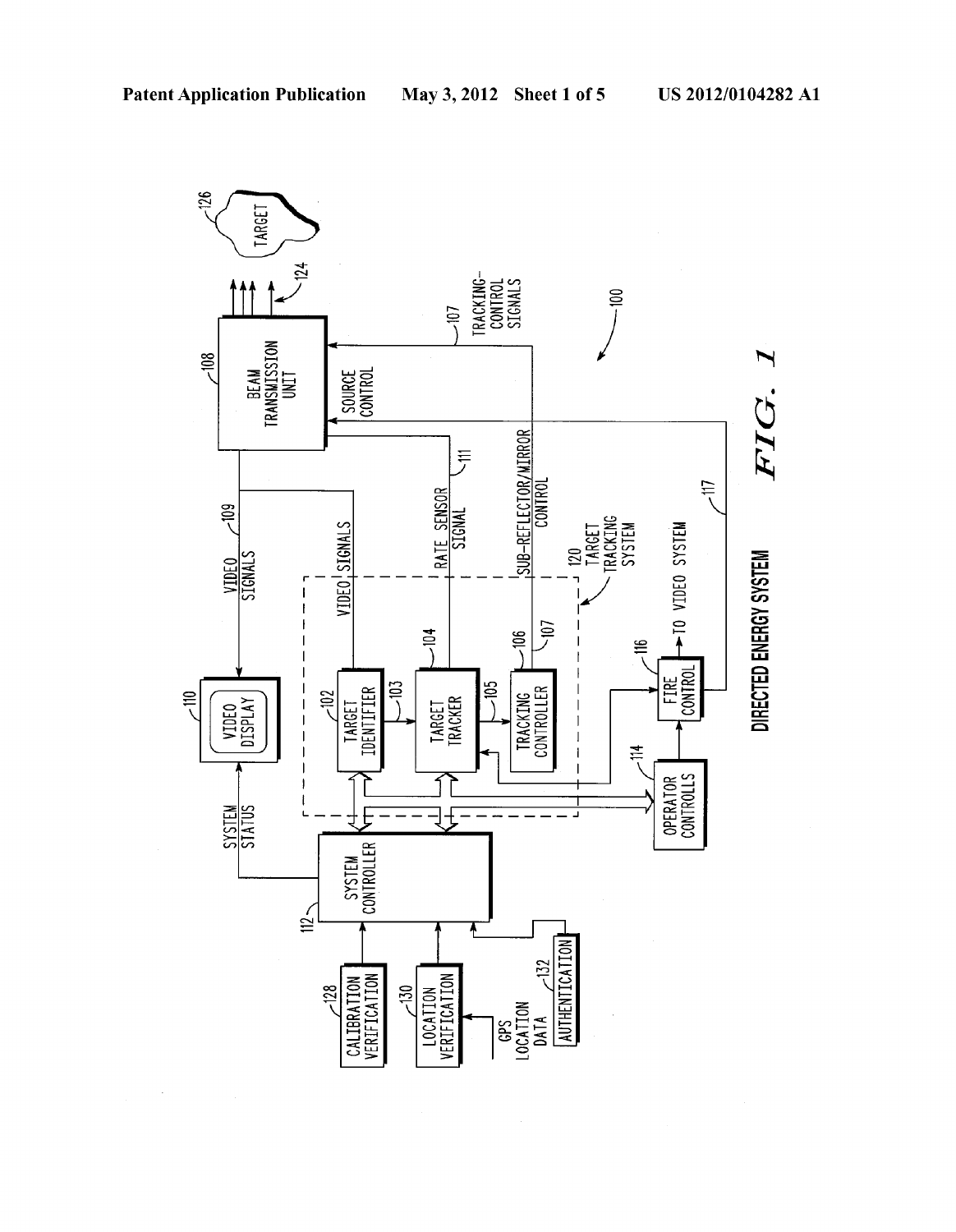FIG. 1

DIRECTED ENERGY SYSTEM

100

108 BEAM TRANSMISSION UNIT

124

126 TARGET

109 VIDEO SIGNALS

110 VIDEO DISPLAY

VIDEO SIGNALS

111 RATE SENSOR SIGNAL

SUB-REFLECTOR/MIRROR CONTROL

107 TRACKING-CONTROL SIGNALS

SOURCE CONTROL

120 TARGET TRACKING SYSTEM

102 TARGET IDENTIFIER

103

104 TARGET TRACKER

105

106 TRACKING CONTROLLER

107

116 FIRE CONTROL

TO VIDEO SYSTEM

117

114 OPERATOR CONTROLLS

SYSTEM STATUS

112 SYSTEM CONTROLLER

128 CALIBRATION VERIFICATION

130 LOCATION VERIFICATION

GPS LOCATION DATA

132 AUTHENTICATION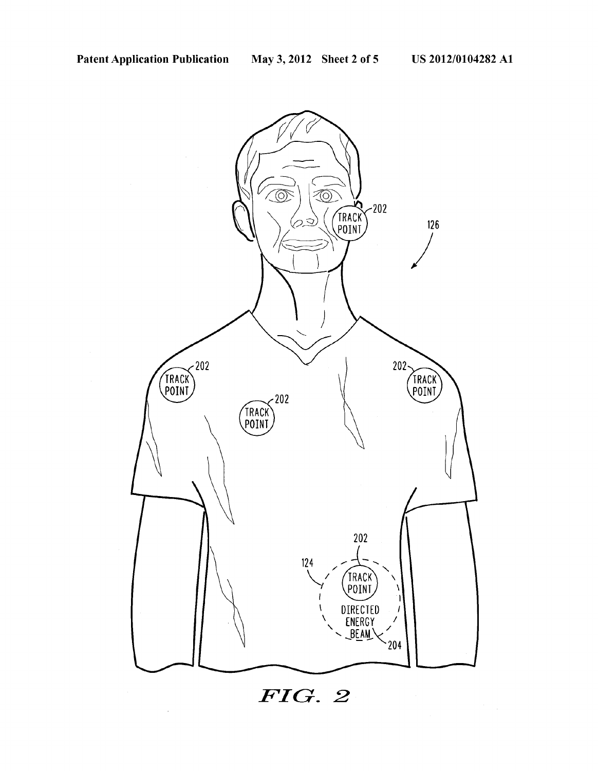*FIG. 2*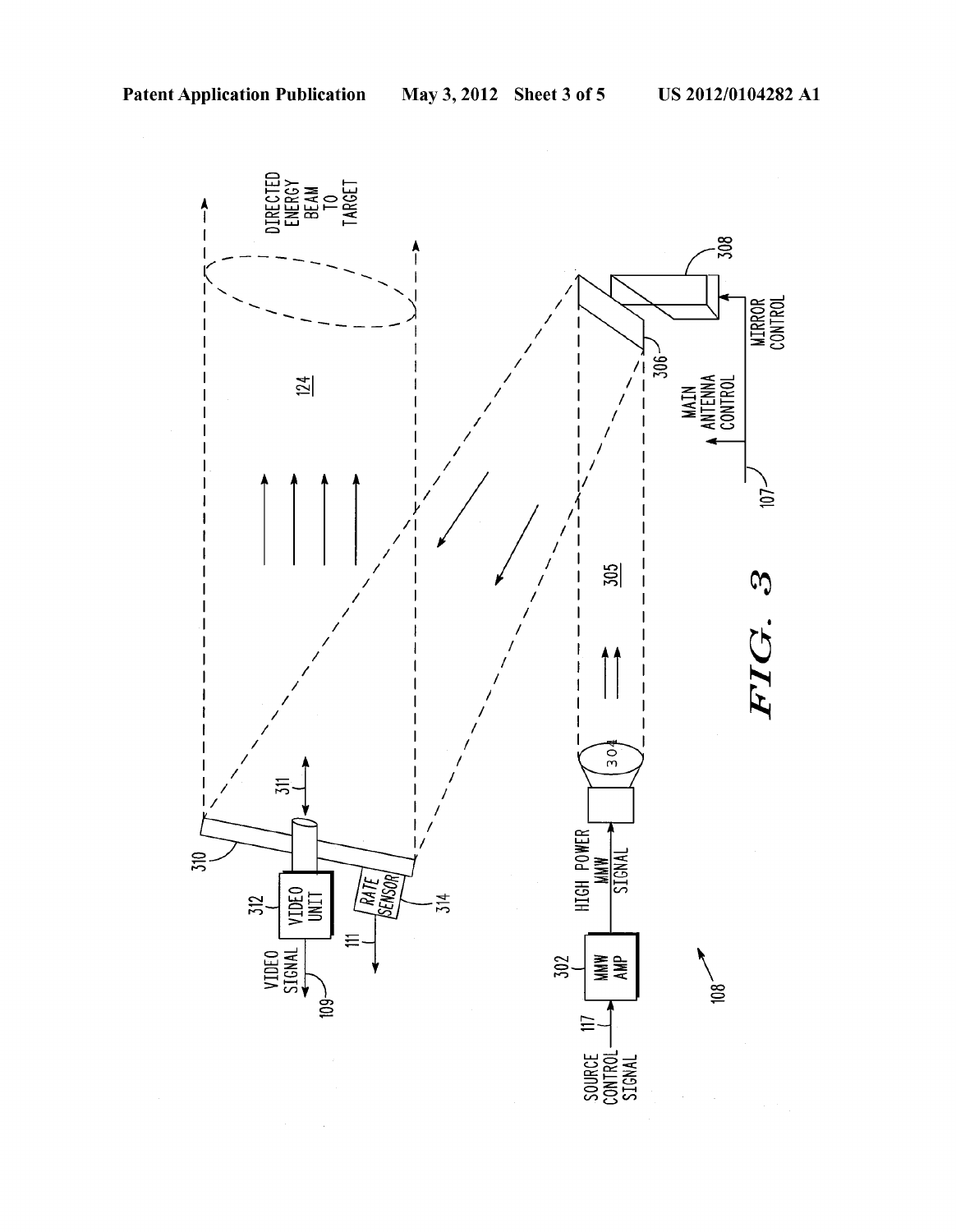DIRECTED ENERGY BEAM TO TARGET

124

308

306

MAIN ANTENNA CONTROL

MIRROR CONTROL

107

305

304

310

311

312 VIDEO UNIT

VIDEO SIGNAL

109

RATE SENSOR

314

111

HIGH POWER MMW SIGNAL

302 MMW AMP

117

SOURCE CONTROL SIGNAL

108

*FIG. 3*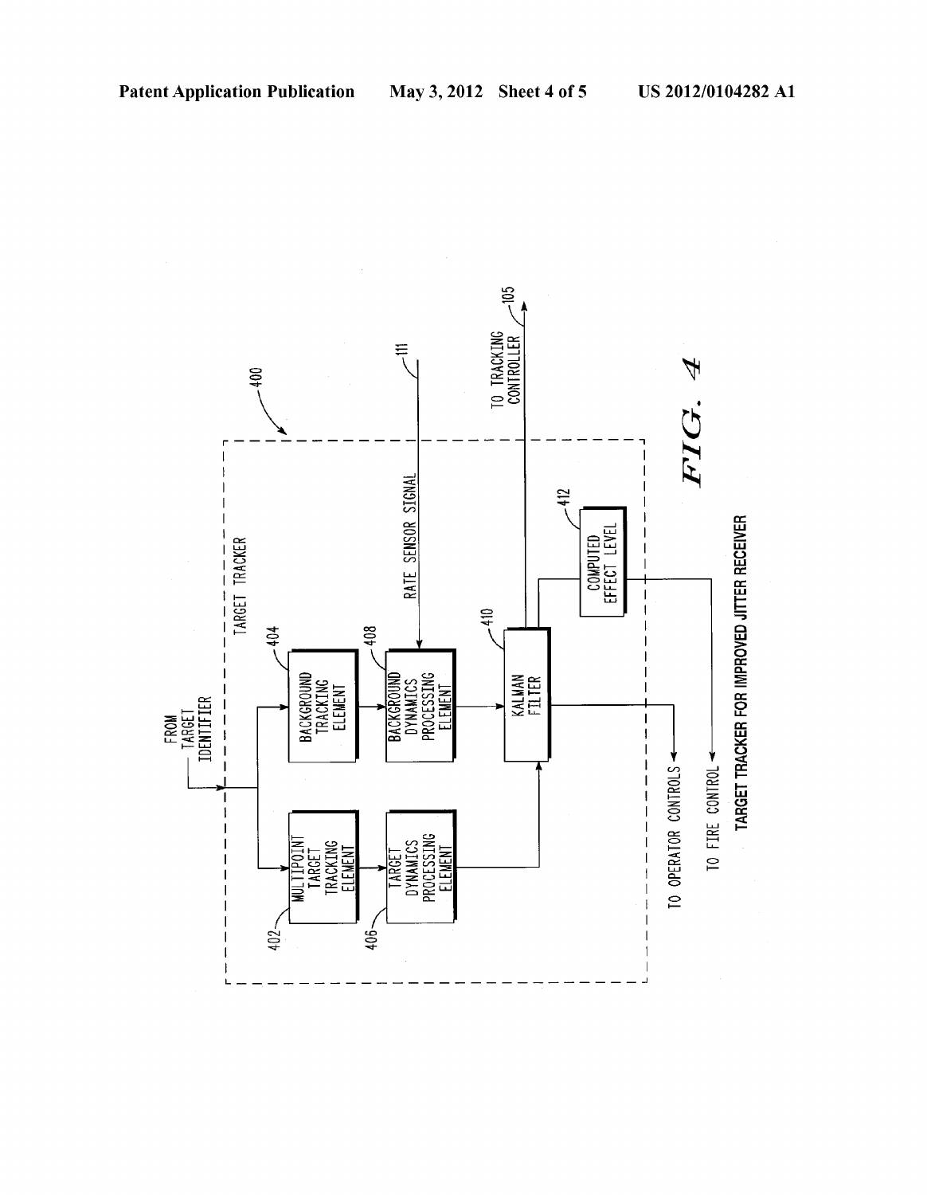TARGET TRACKER

400

FROM TARGET IDENTIFIER

MULTIPOINT TARGET TRACKING ELEMENT

402

BACKGROUND TRACKING ELEMENT

404

TARGET DYNAMICS PROCESSING ELEMENT

406

BACKGROUND DYNAMICS PROCESSING ELEMENT

408

RATE SENSOR SIGNAL

111

KALMAN FILTER

410

COMPUTED EFFECT LEVEL

412

TO TRACKING CONTROLLER

105

TO OPERATOR CONTROLS

TO FIRE CONTROL

*FIG. 4*

**TARGET TRACKER FOR IMPROVED JITTER RECEIVER**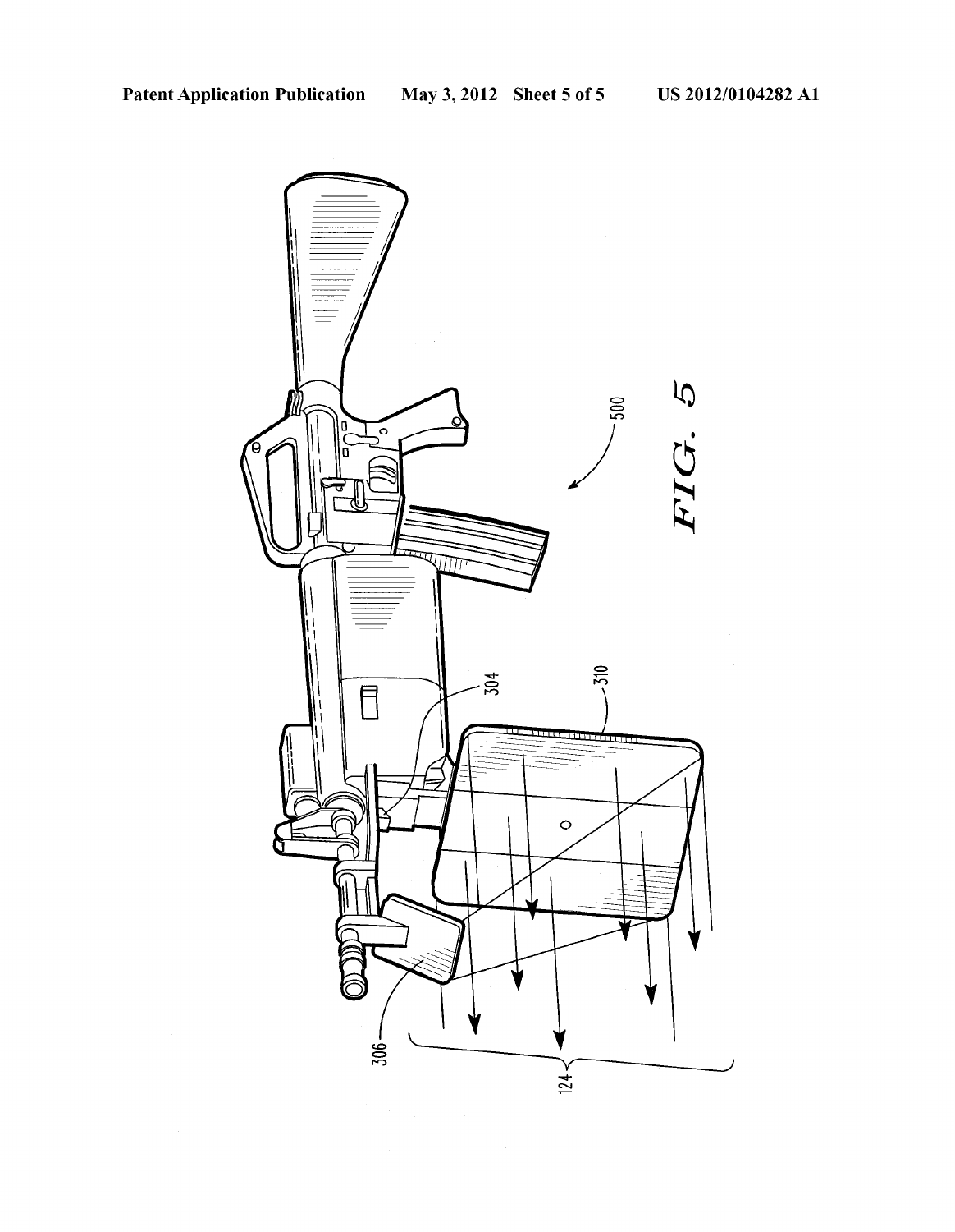FIG. 5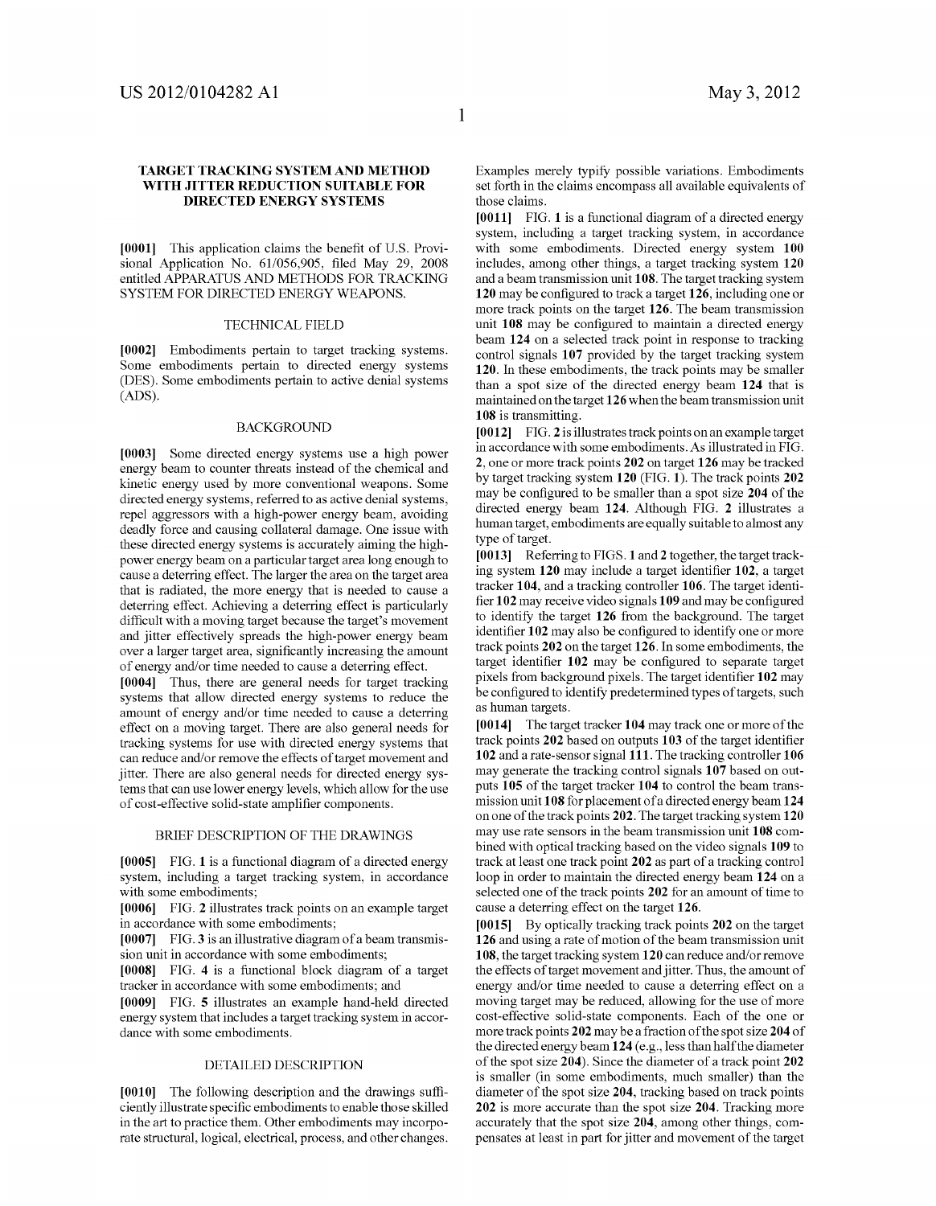# TARGET TRACKING SYSTEM AND METHOD WITH JITTER REDUCTION SUITABLE FOR DIRECTED ENERGY SYSTEMS

**[0001]** This application claims the benefit of U.S. Provisional Application No. 61/056,905, filed May 29, 2008 entitled APPARATUS AND METHODS FOR TRACKING SYSTEM FOR DIRECTED ENERGY WEAPONS.

## TECHNICAL FIELD

**[0002]** Embodiments pertain to target tracking systems. Some embodiments pertain to directed energy systems (DES). Some embodiments pertain to active denial systems (ADS).

## BACKGROUND

**[0003]** Some directed energy systems use a high power energy beam to counter threats instead of the chemical and kinetic energy used by more conventional weapons. Some directed energy systems, referred to as active denial systems, repel aggressors with a high-power energy beam, avoiding deadly force and causing collateral damage. One issue with these directed energy systems is accurately aiming the high-power energy beam on a particular target area long enough to cause a deterring effect. The larger the area on the target area that is radiated, the more energy that is needed to cause a deterring effect. Achieving a deterring effect is particularly difficult with a moving target because the target's movement and jitter effectively spreads the high-power energy beam over a larger target area, significantly increasing the amount of energy and/or time needed to cause a deterring effect.

**[0004]** Thus, there are general needs for target tracking systems that allow directed energy systems to reduce the amount of energy and/or time needed to cause a deterring effect on a moving target. There are also general needs for tracking systems for use with directed energy systems that can reduce and/or remove the effects of target movement and jitter. There are also general needs for directed energy systems that can use lower energy levels, which allow for the use of cost-effective solid-state amplifier components.

## BRIEF DESCRIPTION OF THE DRAWINGS

**[0005]** FIG. **1** is a functional diagram of a directed energy system, including a target tracking system, in accordance with some embodiments;

**[0006]** FIG. **2** illustrates track points on an example target in accordance with some embodiments;

**[0007]** FIG. **3** is an illustrative diagram of a beam transmission unit in accordance with some embodiments;

**[0008]** FIG. **4** is a functional block diagram of a target tracker in accordance with some embodiments; and

**[0009]** FIG. **5** illustrates an example hand-held directed energy system that includes a target tracking system in accordance with some embodiments.

## DETAILED DESCRIPTION

**[0010]** The following description and the drawings sufficiently illustrate specific embodiments to enable those skilled in the art to practice them. Other embodiments may incorporate structural, logical, electrical, process, and other changes. Examples merely typify possible variations. Embodiments set forth in the claims encompass all available equivalents of those claims.

**[0011]** FIG. **1** is a functional diagram of a directed energy system, including a target tracking system, in accordance with some embodiments. Directed energy system **100** includes, among other things, a target tracking system **120** and a beam transmission unit **108**. The target tracking system **120** may be configured to track a target **126**, including one or more track points on the target **126**. The beam transmission unit **108** may be configured to maintain a directed energy beam **124** on a selected track point in response to tracking control signals **107** provided by the target tracking system **120**. In these embodiments, the track points may be smaller than a spot size of the directed energy beam **124** that is maintained on the target **126** when the beam transmission unit **108** is transmitting.

**[0012]** FIG. **2** is illustrates track points on an example target in accordance with some embodiments. As illustrated in FIG. **2**, one or more track points **202** on target **126** may be tracked by target tracking system **120** (FIG. **1**). The track points **202** may be configured to be smaller than a spot size **204** of the directed energy beam **124**. Although FIG. **2** illustrates a human target, embodiments are equally suitable to almost any type of target.

**[0013]** Referring to FIGS. **1** and **2** together, the target tracking system **120** may include a target identifier **102**, a target tracker **104**, and a tracking controller **106**. The target identifier **102** may receive video signals **109** and may be configured to identify the target **126** from the background. The target identifier **102** may also be configured to identify one or more track points **202** on the target **126**. In some embodiments, the target identifier **102** may be configured to separate target pixels from background pixels. The target identifier **102** may be configured to identify predetermined types of targets, such as human targets.

**[0014]** The target tracker **104** may track one or more of the track points **202** based on outputs **103** of the target identifier **102** and a rate-sensor signal **111**. The tracking controller **106** may generate the tracking control signals **107** based on outputs **105** of the target tracker **104** to control the beam transmission unit **108** for placement of a directed energy beam **124** on one of the track points **202**. The target tracking system **120** may use rate sensors in the beam transmission unit **108** combined with optical tracking based on the video signals **109** to track at least one track point **202** as part of a tracking control loop in order to maintain the directed energy beam **124** on a selected one of the track points **202** for an amount of time to cause a deterring effect on the target **126**.

**[0015]** By optically tracking track points **202** on the target **126** and using a rate of motion of the beam transmission unit **108**, the target tracking system **120** can reduce and/or remove the effects of target movement and jitter. Thus, the amount of energy and/or time needed to cause a deterring effect on a moving target may be reduced, allowing for the use of one or more cost-effective solid-state components. Each of the one or more track points **202** may be a fraction of the spot size **204** of the directed energy beam **124** (e.g., less than half the diameter of the spot size **204**). Since the diameter of a track point **202** is smaller (in some embodiments, much smaller) than the diameter of the spot size **204**, tracking based on track points **202** is more accurate than the spot size **204**. Tracking more accurately that the spot size **204**, among other things, compensates at least in part for jitter and movement of the target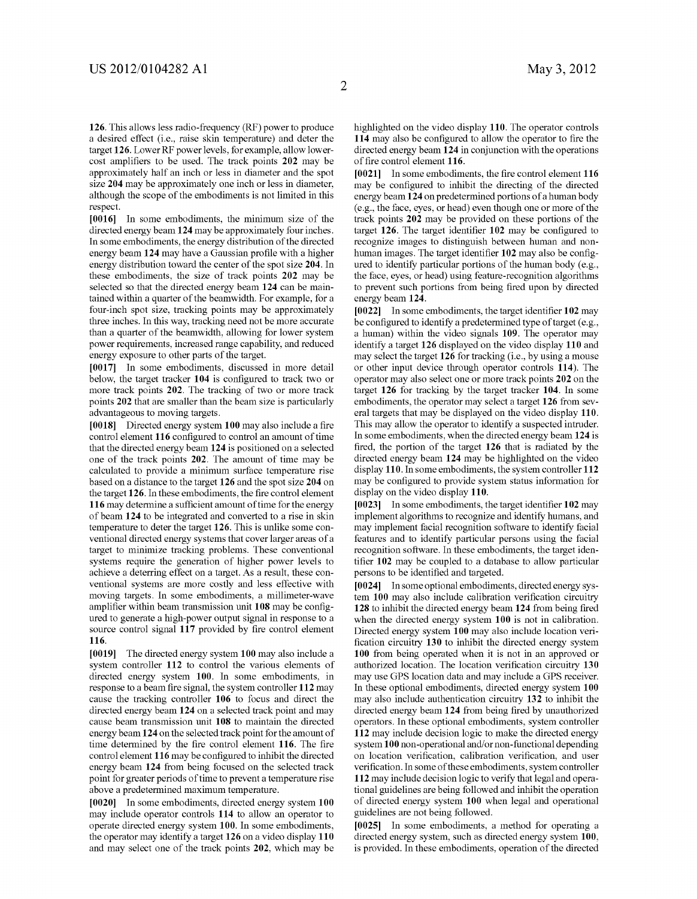126. This allows less radio-frequency (RF) power to produce a desired effect (i.e., raise skin temperature) and deter the target **126**. Lower RF power levels, for example, allow lower-cost amplifiers to be used. The track points **202** may be approximately half an inch or less in diameter and the spot size **204** may be approximately one inch or less in diameter, although the scope of the embodiments is not limited in this respect.

**[0016]** In some embodiments, the minimum size of the directed energy beam **124** may be approximately four inches. In some embodiments, the energy distribution of the directed energy beam **124** may have a Gaussian profile with a higher energy distribution toward the center of the spot size **204**. In these embodiments, the size of track points **202** may be selected so that the directed energy beam **124** can be maintained within a quarter of the beamwidth. For example, for a four-inch spot size, tracking points may be approximately three inches. In this way, tracking need not be more accurate than a quarter of the beamwidth, allowing for lower system power requirements, increased range capability, and reduced energy exposure to other parts of the target.

**[0017]** In some embodiments, discussed in more detail below, the target tracker **104** is configured to track two or more track points **202**. The tracking of two or more track points **202** that are smaller than the beam size is particularly advantageous to moving targets.

**[0018]** Directed energy system **100** may also include a fire control element **116** configured to control an amount of time that the directed energy beam **124** is positioned on a selected one of the track points **202**. The amount of time may be calculated to provide a minimum surface temperature rise based on a distance to the target **126** and the spot size **204** on the target **126**. In these embodiments, the fire control element **116** may determine a sufficient amount of time for the energy of beam **124** to be integrated and converted to a rise in skin temperature to deter the target **126**. This is unlike some conventional directed energy systems that cover larger areas of a target to minimize tracking problems. These conventional systems require the generation of higher power levels to achieve a deterring effect on a target. As a result, these conventional systems are more costly and less effective with moving targets. In some embodiments, a millimeter-wave amplifier within beam transmission unit **108** may be configured to generate a high-power output signal in response to a source control signal **117** provided by fire control element **116**.

**[0019]** The directed energy system **100** may also include a system controller **112** to control the various elements of directed energy system **100**. In some embodiments, in response to a beam fire signal, the system controller **112** may cause the tracking controller **106** to focus and direct the directed energy beam **124** on a selected track point and may cause beam transmission unit **108** to maintain the directed energy beam **124** on the selected track point for the amount of time determined by the fire control element **116**. The fire control element **116** may be configured to inhibit the directed energy beam **124** from being focused on the selected track point for greater periods of time to prevent a temperature rise above a predetermined maximum temperature.

**[0020]** In some embodiments, directed energy system **100** may include operator controls **114** to allow an operator to operate directed energy system **100**. In some embodiments, the operator may identify a target **126** on a video display **110** and may select one of the track points **202**, which may be highlighted on the video display **110**. The operator controls **114** may also be configured to allow the operator to fire the directed energy beam **124** in conjunction with the operations of fire control element **116**.

**[0021]** In some embodiments, the fire control element **116** may be configured to inhibit the directing of the directed energy beam **124** on predetermined portions of a human body (e.g., the face, eyes, or head) even though one or more of the track points **202** may be provided on these portions of the target **126**. The target identifier **102** may be configured to recognize images to distinguish between human and non-human images. The target identifier **102** may also be configured to identify particular portions of the human body (e.g., the face, eyes, or head) using feature-recognition algorithms to prevent such portions from being fired upon by directed energy beam **124**.

**[0022]** In some embodiments, the target identifier **102** may be configured to identify a predetermined type of target (e.g., a human) within the video signals **109**. The operator may identify a target **126** displayed on the video display **110** and may select the target **126** for tracking (i.e., by using a mouse or other input device through operator controls **114**). The operator may also select one or more track points **202** on the target **126** for tracking by the target tracker **104**. In some embodiments, the operator may select a target **126** from several targets that may be displayed on the video display **110**. This may allow the operator to identify a suspected intruder. In some embodiments, when the directed energy beam **124** is fired, the portion of the target **126** that is radiated by the directed energy beam **124** may be highlighted on the video display **110**. In some embodiments, the system controller **112** may be configured to provide system status information for display on the video display **110**.

**[0023]** In some embodiments, the target identifier **102** may implement algorithms to recognize and identify humans, and may implement facial recognition software to identify facial features and to identify particular persons using the facial recognition software. In these embodiments, the target identifier **102** may be coupled to a database to allow particular persons to be identified and targeted.

**[0024]** In some optional embodiments, directed energy system **100** may also include calibration verification circuitry **128** to inhibit the directed energy beam **124** from being fired when the directed energy system **100** is not in calibration. Directed energy system **100** may also include location verification circuitry **130** to inhibit the directed energy system **100** from being operated when it is not in an approved or authorized location. The location verification circuitry **130** may use GPS location data and may include a GPS receiver. In these optional embodiments, directed energy system **100** may also include authentication circuitry **132** to inhibit the directed energy beam **124** from being fired by unauthorized operators. In these optional embodiments, system controller **112** may include decision logic to make the directed energy system **100** non-operational and/or non-functional depending on location verification, calibration verification, and user verification. In some of these embodiments, system controller **112** may include decision logic to verify that legal and operational guidelines are being followed and inhibit the operation of directed energy system **100** when legal and operational guidelines are not being followed.

**[0025]** In some embodiments, a method for operating a directed energy system, such as directed energy system **100**, is provided. In these embodiments, operation of the directed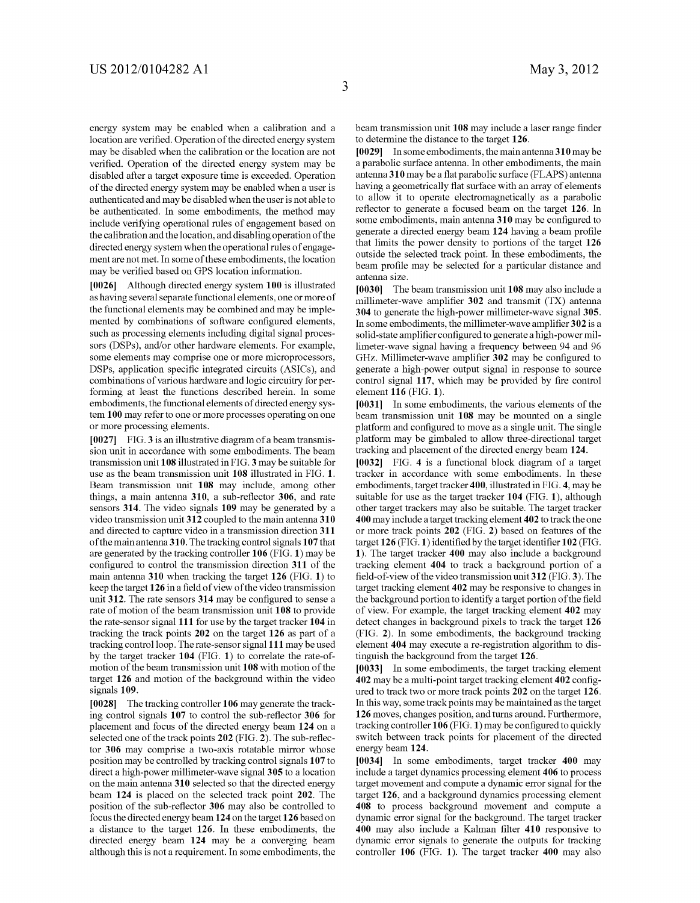energy system may be enabled when a calibration and a location are verified. Operation of the directed energy system may be disabled when the calibration or the location are not verified. Operation of the directed energy system may be disabled after a target exposure time is exceeded. Operation of the directed energy system may be enabled when a user is authenticated and may be disabled when the user is not able to be authenticated. In some embodiments, the method may include verifying operational rules of engagement based on the calibration and the location, and disabling operation of the directed energy system when the operational rules of engagement are not met. In some of these embodiments, the location may be verified based on GPS location information.

**[0026]** Although directed energy system **100** is illustrated as having several separate functional elements, one or more of the functional elements may be combined and may be implemented by combinations of software configured elements, such as processing elements including digital signal processors (DSPs), and/or other hardware elements. For example, some elements may comprise one or more microprocessors, DSPs, application specific integrated circuits (ASICs), and combinations of various hardware and logic circuitry for performing at least the functions described herein. In some embodiments, the functional elements of directed energy system **100** may refer to one or more processes operating on one or more processing elements.

**[0027]** FIG. **3** is an illustrative diagram of a beam transmission unit in accordance with some embodiments. The beam transmission unit **108** illustrated in FIG. **3** may be suitable for use as the beam transmission unit **108** illustrated in FIG. **1**. Beam transmission unit **108** may include, among other things, a main antenna **310**, a sub-reflector **306**, and rate sensors **314**. The video signals **109** may be generated by a video transmission unit **312** coupled to the main antenna **310** and directed to capture video in a transmission direction **311** of the main antenna **310**. The tracking control signals **107** that are generated by the tracking controller **106** (FIG. **1**) may be configured to control the transmission direction **311** of the main antenna **310** when tracking the target **126** (FIG. **1**) to keep the target **126** in a field of view of the video transmission unit **312**. The rate sensors **314** may be configured to sense a rate of motion of the beam transmission unit **108** to provide the rate-sensor signal **111** for use by the target tracker **104** in tracking the track points **202** on the target **126** as part of a tracking control loop. The rate-sensor signal **111** may be used by the target tracker **104** (FIG. **1**) to correlate the rate-of-motion of the beam transmission unit **108** with motion of the target **126** and motion of the background within the video signals **109**.

**[0028]** The tracking controller **106** may generate the tracking control signals **107** to control the sub-reflector **306** for placement and focus of the directed energy beam **124** on a selected one of the track points **202** (FIG. **2**). The sub-reflector **306** may comprise a two-axis rotatable mirror whose position may be controlled by tracking control signals **107** to direct a high-power millimeter-wave signal **305** to a location on the main antenna **310** selected so that the directed energy beam **124** is placed on the selected track point **202**. The position of the sub-reflector **306** may also be controlled to focus the directed energy beam **124** on the target **126** based on a distance to the target **126**. In these embodiments, the directed energy beam **124** may be a converging beam although this is not a requirement. In some embodiments, the beam transmission unit **108** may include a laser range finder to determine the distance to the target **126**.

**[0029]** In some embodiments, the main antenna **310** may be a parabolic surface antenna. In other embodiments, the main antenna **310** may be a flat parabolic surface (FLAPS) antenna having a geometrically flat surface with an array of elements to allow it to operate electromagnetically as a parabolic reflector to generate a focused beam on the target **126**. In some embodiments, main antenna **310** may be configured to generate a directed energy beam **124** having a beam profile that limits the power density to portions of the target **126** outside the selected track point. In these embodiments, the beam profile may be selected for a particular distance and antenna size.

**[0030]** The beam transmission unit **108** may also include a millimeter-wave amplifier **302** and transmit (TX) antenna **304** to generate the high-power millimeter-wave signal **305**. In some embodiments, the millimeter-wave amplifier **302** is a solid-state amplifier configured to generate a high-power millimeter-wave signal having a frequency between 94 and 96 GHz. Millimeter-wave amplifier **302** may be configured to generate a high-power output signal in response to source control signal **117**, which may be provided by fire control element **116** (FIG. **1**).

**[0031]** In some embodiments, the various elements of the beam transmission unit **108** may be mounted on a single platform and configured to move as a single unit. The single platform may be gimbaled to allow three-directional target tracking and placement of the directed energy beam **124**.

**[0032]** FIG. **4** is a functional block diagram of a target tracker in accordance with some embodiments. In these embodiments, target tracker **400**, illustrated in FIG. **4**, may be suitable for use as the target tracker **104** (FIG. **1**), although other target trackers may also be suitable. The target tracker **400** may include a target tracking element **402** to track the one or more track points **202** (FIG. **2**) based on features of the target **126** (FIG. **1**) identified by the target identifier **102** (FIG. **1**). The target tracker **400** may also include a background tracking element **404** to track a background portion of a field-of-view of the video transmission unit **312** (FIG. **3**). The target tracking element **402** may be responsive to changes in the background portion to identify a target portion of the field of view. For example, the target tracking element **402** may detect changes in background pixels to track the target **126** (FIG. **2**). In some embodiments, the background tracking element **404** may execute a re-registration algorithm to distinguish the background from the target **126**.

**[0033]** In some embodiments, the target tracking element **402** may be a multi-point target tracking element **402** configured to track two or more track points **202** on the target **126**. In this way, some track points may be maintained as the target **126** moves, changes position, and turns around. Furthermore, tracking controller **106** (FIG. **1**) may be configured to quickly switch between track points for placement of the directed energy beam **124**.

**[0034]** In some embodiments, target tracker **400** may include a target dynamics processing element **406** to process target movement and compute a dynamic error signal for the target **126**, and a background dynamics processing element **408** to process background movement and compute a dynamic error signal for the background. The target tracker **400** may also include a Kalman filter **410** responsive to dynamic error signals to generate the outputs for tracking controller **106** (FIG. **1**). The target tracker **400** may also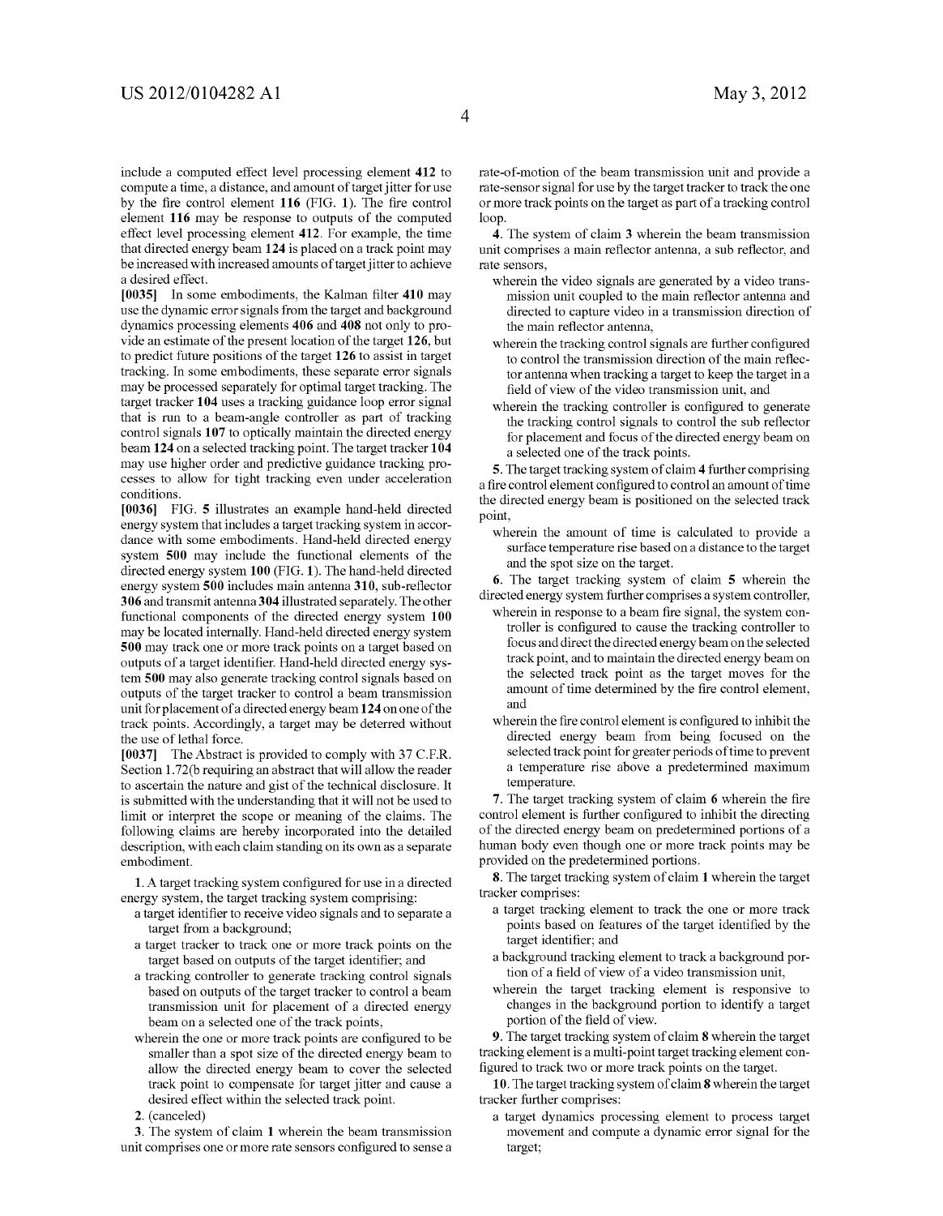include a computed effect level processing element **412** to compute a time, a distance, and amount of target jitter for use by the fire control element **116** (FIG. **1**). The fire control element **116** may be response to outputs of the computed effect level processing element **412**. For example, the time that directed energy beam **124** is placed on a track point may be increased with increased amounts of target jitter to achieve a desired effect.

**[0035]** In some embodiments, the Kalman filter **410** may use the dynamic error signals from the target and background dynamics processing elements **406** and **408** not only to provide an estimate of the present location of the target **126**, but to predict future positions of the target **126** to assist in target tracking. In some embodiments, these separate error signals may be processed separately for optimal target tracking. The target tracker **104** uses a tracking guidance loop error signal that is run to a beam-angle controller as part of tracking control signals **107** to optically maintain the directed energy beam **124** on a selected tracking point. The target tracker **104** may use higher order and predictive guidance tracking processes to allow for tight tracking even under acceleration conditions.

**[0036]** FIG. **5** illustrates an example hand-held directed energy system that includes a target tracking system in accordance with some embodiments. Hand-held directed energy system **500** may include the functional elements of the directed energy system **100** (FIG. **1**). The hand-held directed energy system **500** includes main antenna **310**, sub-reflector **306** and transmit antenna **304** illustrated separately. The other functional components of the directed energy system **100** may be located internally. Hand-held directed energy system **500** may track one or more track points on a target based on outputs of a target identifier. Hand-held directed energy system **500** may also generate tracking control signals based on outputs of the target tracker to control a beam transmission unit for placement of a directed energy beam **124** on one of the track points. Accordingly, a target may be deterred without the use of lethal force.

**[0037]** The Abstract is provided to comply with 37 C.F.R. Section 1.72(b requiring an abstract that will allow the reader to ascertain the nature and gist of the technical disclosure. It is submitted with the understanding that it will not be used to limit or interpret the scope or meaning of the claims. The following claims are hereby incorporated into the detailed description, with each claim standing on its own as a separate embodiment.

**1**. A target tracking system configured for use in a directed energy system, the target tracking system comprising:

- a target identifier to receive video signals and to separate a target from a background;
- a target tracker to track one or more track points on the target based on outputs of the target identifier; and
- a tracking controller to generate tracking control signals based on outputs of the target tracker to control a beam transmission unit for placement of a directed energy beam on a selected one of the track points,
- wherein the one or more track points are configured to be smaller than a spot size of the directed energy beam to allow the directed energy beam to cover the selected track point to compensate for target jitter and cause a desired effect within the selected track point.

**2**. (canceled)

**3**. The system of claim **1** wherein the beam transmission unit comprises one or more rate sensors configured to sense a rate-of-motion of the beam transmission unit and provide a rate-sensor signal for use by the target tracker to track the one or more track points on the target as part of a tracking control loop.

**4**. The system of claim **3** wherein the beam transmission unit comprises a main reflector antenna, a sub reflector, and rate sensors,

- wherein the video signals are generated by a video transmission unit coupled to the main reflector antenna and directed to capture video in a transmission direction of the main reflector antenna,
- wherein the tracking control signals are further configured to control the transmission direction of the main reflector antenna when tracking a target to keep the target in a field of view of the video transmission unit, and
- wherein the tracking controller is configured to generate the tracking control signals to control the sub reflector for placement and focus of the directed energy beam on a selected one of the track points.

**5**. The target tracking system of claim **4** further comprising a fire control element configured to control an amount of time the directed energy beam is positioned on the selected track point,

- wherein the amount of time is calculated to provide a surface temperature rise based on a distance to the target and the spot size on the target.

**6**. The target tracking system of claim **5** wherein the directed energy system further comprises a system controller,

- wherein in response to a beam fire signal, the system controller is configured to cause the tracking controller to focus and direct the directed energy beam on the selected track point, and to maintain the directed energy beam on the selected track point as the target moves for the amount of time determined by the fire control element, and
- wherein the fire control element is configured to inhibit the directed energy beam from being focused on the selected track point for greater periods of time to prevent a temperature rise above a predetermined maximum temperature.

**7**. The target tracking system of claim **6** wherein the fire control element is further configured to inhibit the directing of the directed energy beam on predetermined portions of a human body even though one or more track points may be provided on the predetermined portions.

**8**. The target tracking system of claim **1** wherein the target tracker comprises:

- a target tracking element to track the one or more track points based on features of the target identified by the target identifier; and
- a background tracking element to track a background portion of a field of view of a video transmission unit,
- wherein the target tracking element is responsive to changes in the background portion to identify a target portion of the field of view.

**9**. The target tracking system of claim **8** wherein the target tracking element is a multi-point target tracking element configured to track two or more track points on the target.

**10**. The target tracking system of claim **8** wherein the target tracker further comprises:

- a target dynamics processing element to process target movement and compute a dynamic error signal for the target;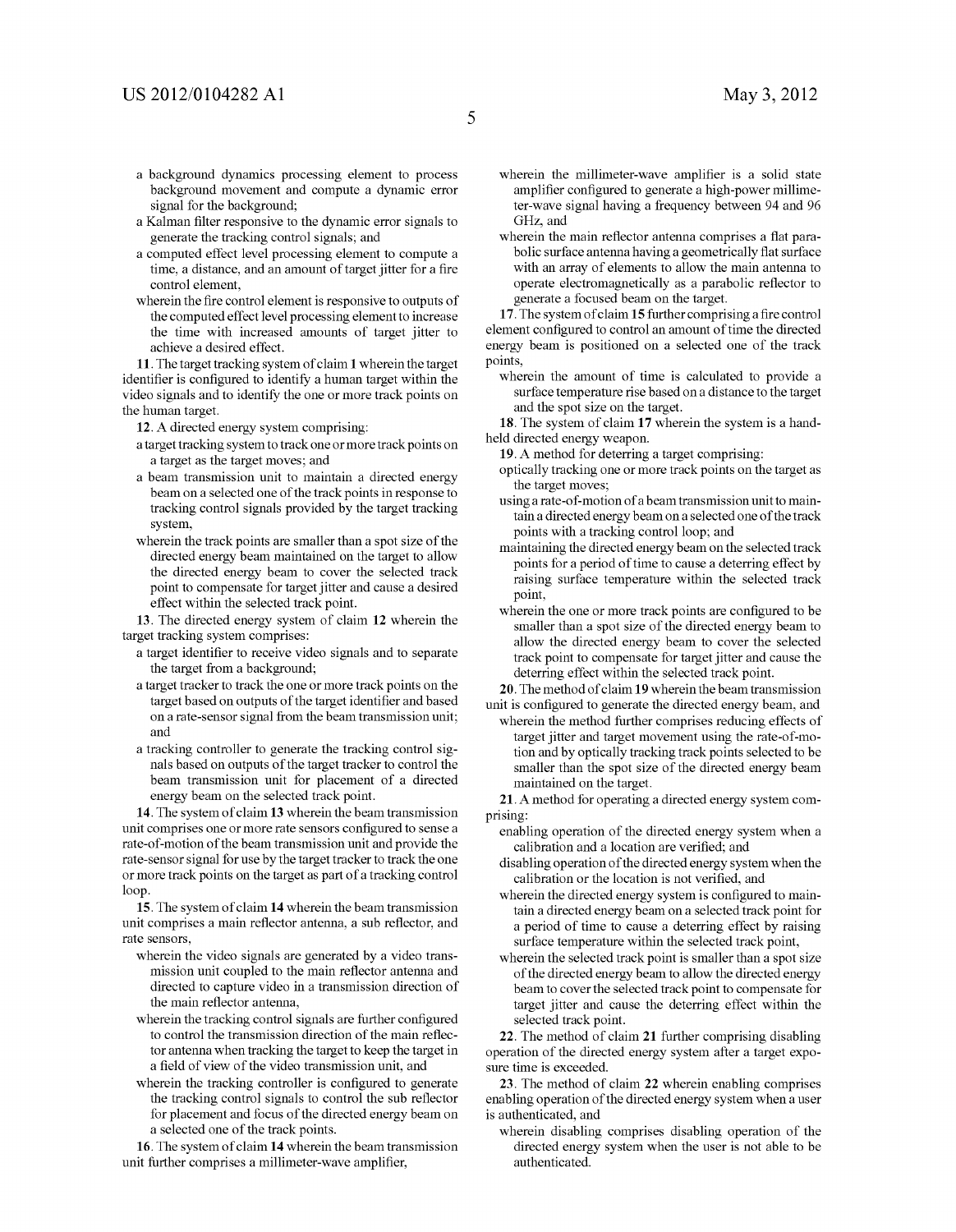a background dynamics processing element to process background movement and compute a dynamic error signal for the background;

a Kalman filter responsive to the dynamic error signals to generate the tracking control signals; and

a computed effect level processing element to compute a time, a distance, and an amount of target jitter for a fire control element,

wherein the fire control element is responsive to outputs of the computed effect level processing element to increase the time with increased amounts of target jitter to achieve a desired effect.

**11**. The target tracking system of claim **1** wherein the target identifier is configured to identify a human target within the video signals and to identify the one or more track points on the human target.

**12**. A directed energy system comprising:

a target tracking system to track one or more track points on a target as the target moves; and

a beam transmission unit to maintain a directed energy beam on a selected one of the track points in response to tracking control signals provided by the target tracking system,

wherein the track points are smaller than a spot size of the directed energy beam maintained on the target to allow the directed energy beam to cover the selected track point to compensate for target jitter and cause a desired effect within the selected track point.

**13**. The directed energy system of claim **12** wherein the target tracking system comprises:

a target identifier to receive video signals and to separate the target from a background;

a target tracker to track the one or more track points on the target based on outputs of the target identifier and based on a rate-sensor signal from the beam transmission unit; and

a tracking controller to generate the tracking control signals based on outputs of the target tracker to control the beam transmission unit for placement of a directed energy beam on the selected track point.

**14**. The system of claim **13** wherein the beam transmission unit comprises one or more rate sensors configured to sense a rate-of-motion of the beam transmission unit and provide the rate-sensor signal for use by the target tracker to track the one or more track points on the target as part of a tracking control loop.

**15**. The system of claim **14** wherein the beam transmission unit comprises a main reflector antenna, a sub reflector, and rate sensors,

wherein the video signals are generated by a video transmission unit coupled to the main reflector antenna and directed to capture video in a transmission direction of the main reflector antenna,

wherein the tracking control signals are further configured to control the transmission direction of the main reflector antenna when tracking the target to keep the target in a field of view of the video transmission unit, and

wherein the tracking controller is configured to generate the tracking control signals to control the sub reflector for placement and focus of the directed energy beam on a selected one of the track points.

**16**. The system of claim **14** wherein the beam transmission unit further comprises a millimeter-wave amplifier,

wherein the millimeter-wave amplifier is a solid state amplifier configured to generate a high-power millimeter-wave signal having a frequency between 94 and 96 GHz, and

wherein the main reflector antenna comprises a flat parabolic surface antenna having a geometrically flat surface with an array of elements to allow the main antenna to operate electromagnetically as a parabolic reflector to generate a focused beam on the target.

**17**. The system of claim **15** further comprising a fire control element configured to control an amount of time the directed energy beam is positioned on a selected one of the track points,

wherein the amount of time is calculated to provide a surface temperature rise based on a distance to the target and the spot size on the target.

**18**. The system of claim **17** wherein the system is a handheld directed energy weapon.

**19**. A method for deterring a target comprising:

optically tracking one or more track points on the target as the target moves;

using a rate-of-motion of a beam transmission unit to maintain a directed energy beam on a selected one of the track points with a tracking control loop; and

maintaining the directed energy beam on the selected track points for a period of time to cause a deterring effect by raising surface temperature within the selected track point,

wherein the one or more track points are configured to be smaller than a spot size of the directed energy beam to allow the directed energy beam to cover the selected track point to compensate for target jitter and cause the deterring effect within the selected track point.

**20**. The method of claim **19** wherein the beam transmission unit is configured to generate the directed energy beam, and

wherein the method further comprises reducing effects of target jitter and target movement using the rate-of-motion and by optically tracking track points selected to be smaller than the spot size of the directed energy beam maintained on the target.

**21**. A method for operating a directed energy system comprising:

enabling operation of the directed energy system when a calibration and a location are verified; and

disabling operation of the directed energy system when the calibration or the location is not verified, and

wherein the directed energy system is configured to maintain a directed energy beam on a selected track point for a period of time to cause a deterring effect by raising surface temperature within the selected track point,

wherein the selected track point is smaller than a spot size of the directed energy beam to allow the directed energy beam to cover the selected track point to compensate for target jitter and cause the deterring effect within the selected track point.

**22**. The method of claim **21** further comprising disabling operation of the directed energy system after a target exposure time is exceeded.

**23**. The method of claim **22** wherein enabling comprises enabling operation of the directed energy system when a user is authenticated, and

wherein disabling comprises disabling operation of the directed energy system when the user is not able to be authenticated.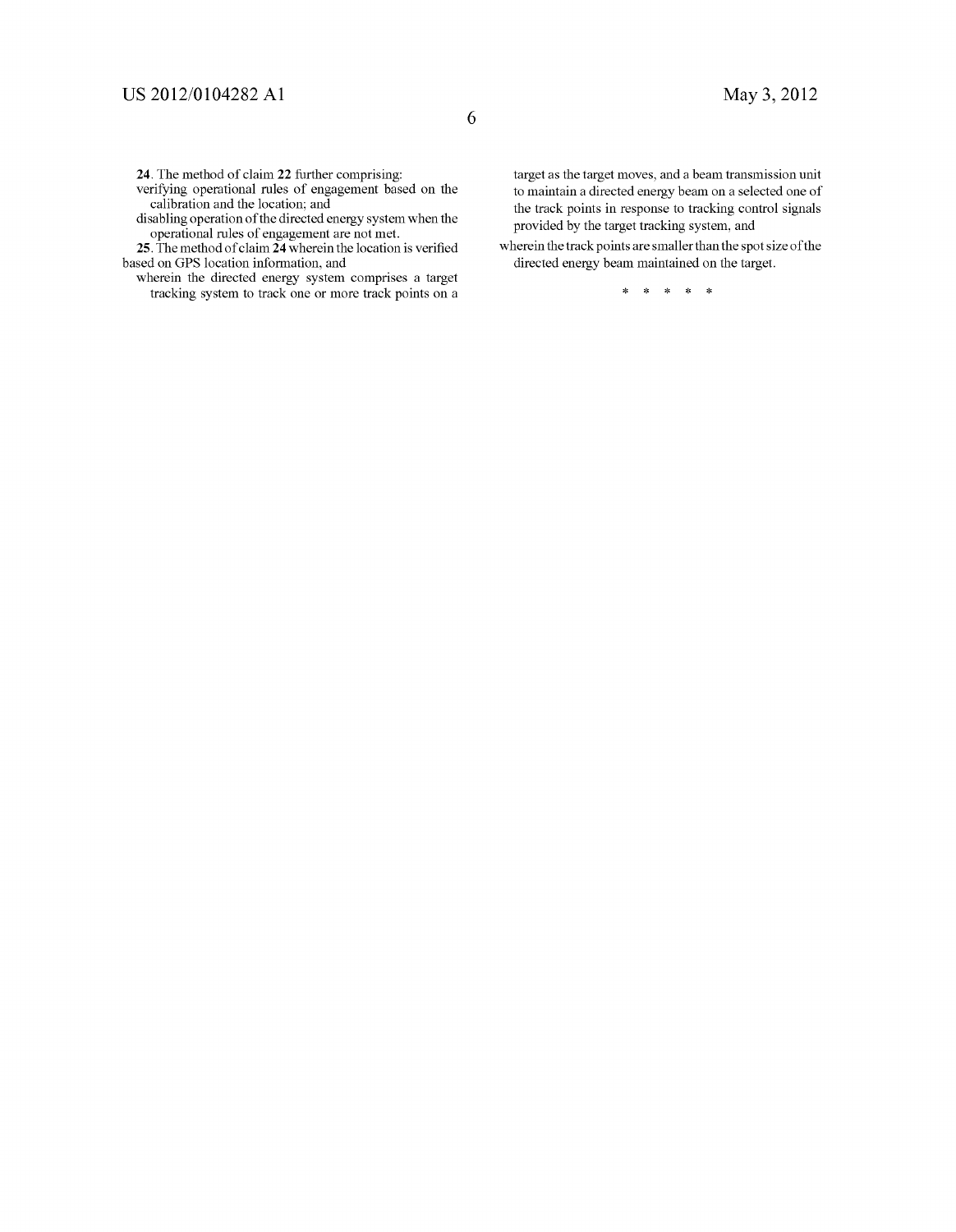**24**. The method of claim **22** further comprising:

verifying operational rules of engagement based on the calibration and the location; and

disabling operation of the directed energy system when the operational rules of engagement are not met.

**25**. The method of claim **24** wherein the location is verified based on GPS location information, and

wherein the directed energy system comprises a target tracking system to track one or more track points on a target as the target moves, and a beam transmission unit to maintain a directed energy beam on a selected one of the track points in response to tracking control signals provided by the target tracking system, and

wherein the track points are smaller than the spot size of the directed energy beam maintained on the target.

* * * * *